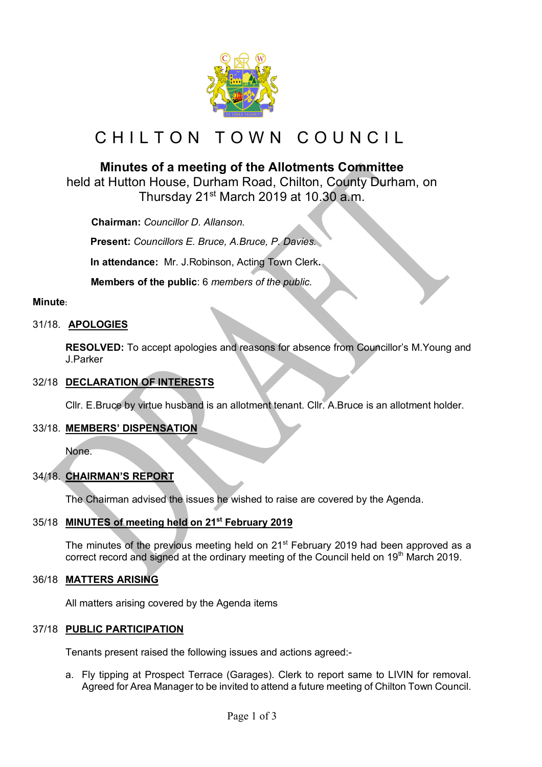# CHILTON TOWN COUNCIL

## Minutes of a meeting of the Allotments Committee

held at Hutton House, Durham Road, Chilton, County Durham, on Thursday 21st March 2019 at 10.30 a.m.

**Chairman:** *Councillor D. Allanson.*

**Present:** *Councillors E. Bruce, A.Bruce, P. Davies.*

**In attendance:** Mr. J.Robinson, Acting Town Clerk.

**Members of the public**: 6 *members of the public.*

**Minute**:

31/18. **APOLOGIES**

**RESOLVED:** To accept apologies and reasons for absence from Councillor's M.Young and J.Parker

32/18 **DECLARATION OF INTERESTS**

Cllr. E.Bruce by virtue husband is an allotment tenant. Cllr. A.Bruce is an allotment holder.

33/18. **MEMBERS' DISPENSATION**

None.

34/18. **CHAIRMAN'S REPORT**

The Chairman advised the issues he wished to raise are covered by the Agenda.

35/18 **MINUTES of meeting held on 21st February 2019**

The minutes of the previous meeting held on 21st February 2019 had been approved as a correct record and signed at the ordinary meeting of the Council held on 19th March 2019.

36/18 **MATTERS ARISING**

All matters arising covered by the Agenda items

37/18 **PUBLIC PARTICIPATION**

Tenants present raised the following issues and actions agreed:-

a. Fly tipping at Prospect Terrace (Garages). Clerk to report same to LIVIN for removal. Agreed for Area Manager to be invited to attend a future meeting of Chilton Town Council.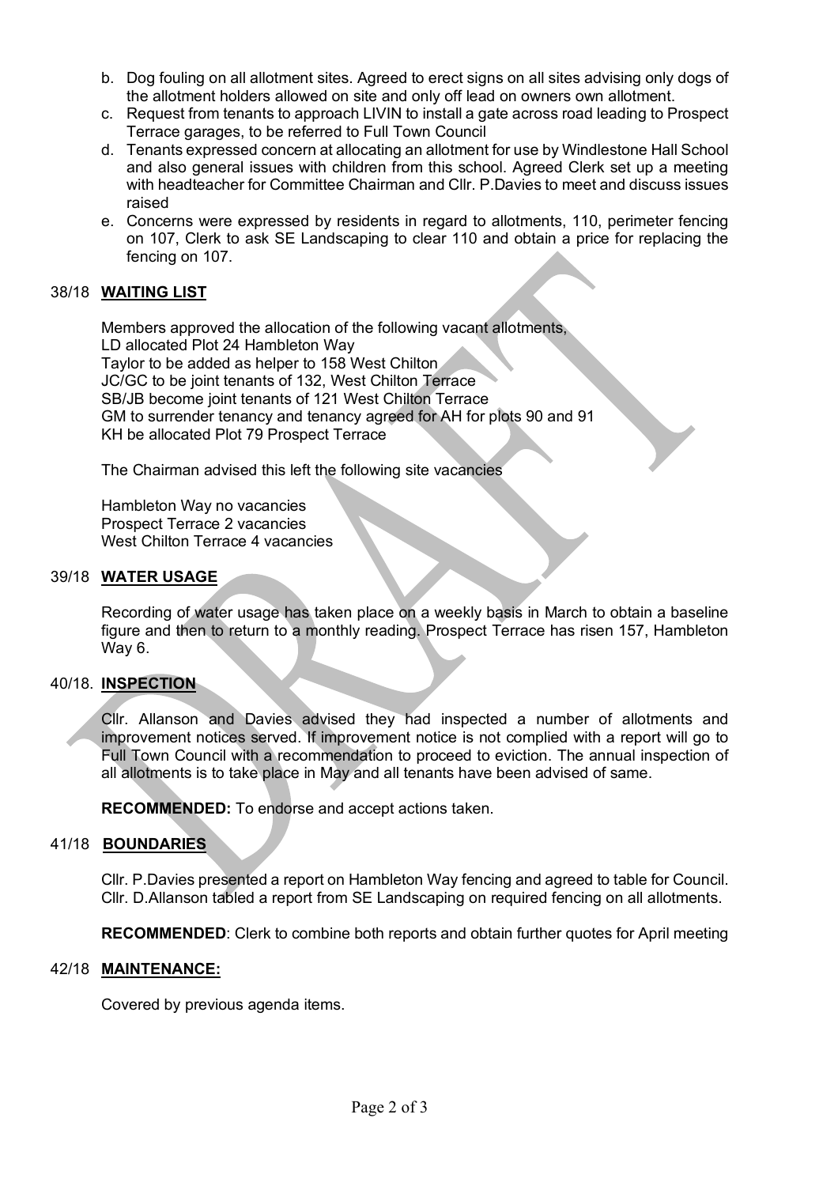b. Dog fouling on all allotment sites. Agreed to erect signs on all sites advising only dogs of the allotment holders allowed on site and only off lead on owners own allotment.
c. Request from tenants to approach LIVIN to install a gate across road leading to Prospect Terrace garages, to be referred to Full Town Council
d. Tenants expressed concern at allocating an allotment for use by Windlestone Hall School and also general issues with children from this school. Agreed Clerk set up a meeting with headteacher for Committee Chairman and Cllr. P.Davies to meet and discuss issues raised
e. Concerns were expressed by residents in regard to allotments, 110, perimeter fencing on 107, Clerk to ask SE Landscaping to clear 110 and obtain a price for replacing the fencing on 107.

38/18 **WAITING LIST**

Members approved the allocation of the following vacant allotments,
LD allocated Plot 24 Hambleton Way
Taylor to be added as helper to 158 West Chilton
JC/GC to be joint tenants of 132, West Chilton Terrace
SB/JB become joint tenants of 121 West Chilton Terrace
GM to surrender tenancy and tenancy agreed for AH for plots 90 and 91
KH be allocated Plot 79 Prospect Terrace

The Chairman advised this left the following site vacancies

Hambleton Way no vacancies
Prospect Terrace 2 vacancies
West Chilton Terrace 4 vacancies

39/18 **WATER USAGE**

Recording of water usage has taken place on a weekly basis in March to obtain a baseline figure and then to return to a monthly reading. Prospect Terrace has risen 157, Hambleton Way 6.

40/18. **INSPECTION**

Cllr. Allanson and Davies advised they had inspected a number of allotments and improvement notices served. If improvement notice is not complied with a report will go to Full Town Council with a recommendation to proceed to eviction. The annual inspection of all allotments is to take place in May and all tenants have been advised of same.

**RECOMMENDED:** To endorse and accept actions taken.

41/18 **BOUNDARIES**

Cllr. P.Davies presented a report on Hambleton Way fencing and agreed to table for Council. Cllr. D.Allanson tabled a report from SE Landscaping on required fencing on all allotments.

**RECOMMENDED**: Clerk to combine both reports and obtain further quotes for April meeting

42/18 **MAINTENANCE:**

Covered by previous agenda items.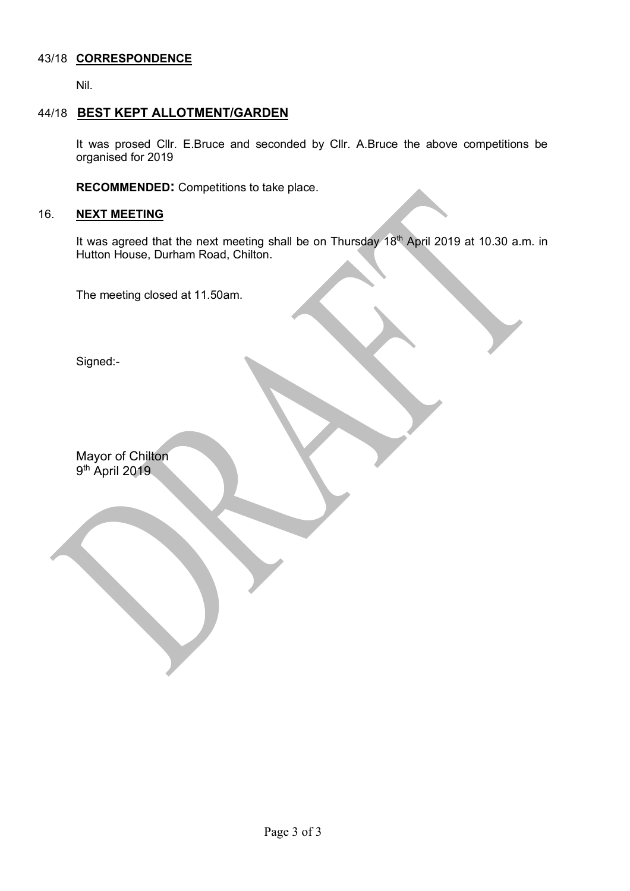## 43/18 **CORRESPONDENCE**

Nil.

## 44/18 **BEST KEPT ALLOTMENT/GARDEN**

It was prosed Cllr. E.Bruce and seconded by Cllr. A.Bruce the above competitions be organised for 2019

**RECOMMENDED:** Competitions to take place.

## 16. **NEXT MEETING**

It was agreed that the next meeting shall be on Thursday 18th April 2019 at 10.30 a.m. in Hutton House, Durham Road, Chilton.

The meeting closed at 11.50am.

Signed:-

Mayor of Chilton
9th April 2019

DRAFT